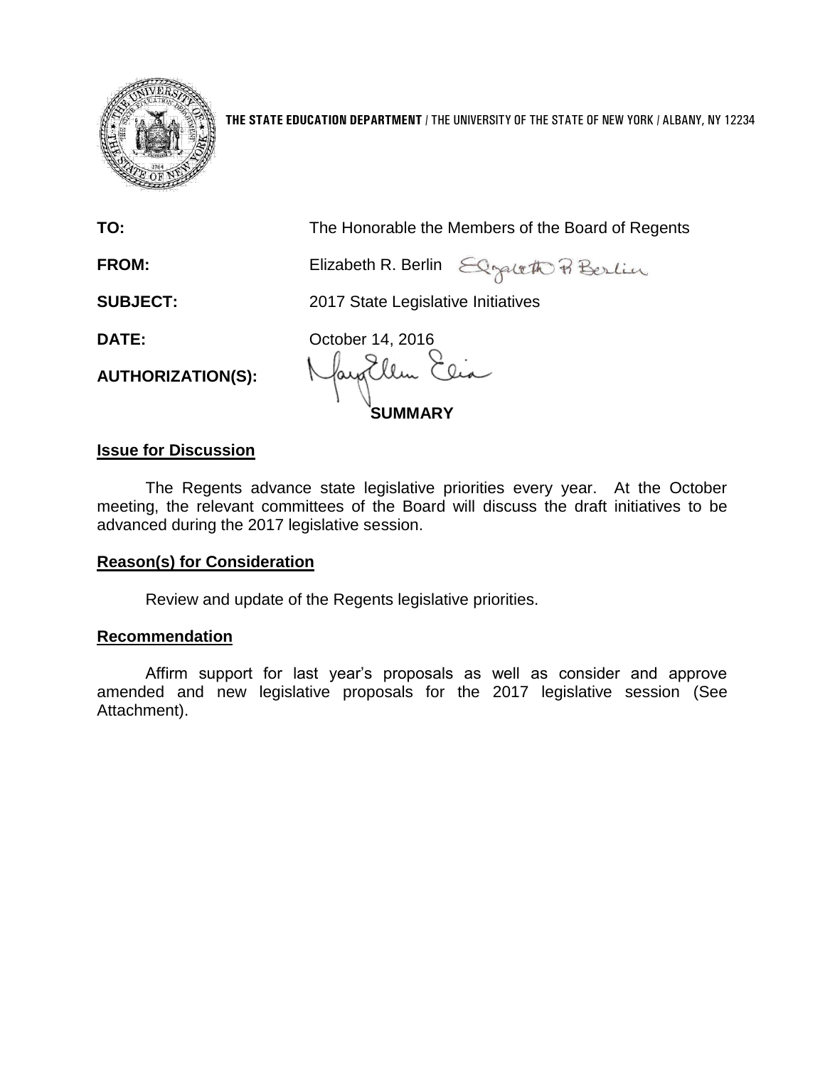**THE STATE EDUCATION DEPARTMENT** / THE UNIVERSITY OF THE STATE OF NEW YORK / ALBANY, NY 12234

**TO:** The Honorable the Members of the Board of Regents

**FROM:** Elizabeth R. Berlin

**SUBJECT:** 2017 State Legislative Initiatives

**DATE:** October 14, 2016

**AUTHORIZATION(S):**

**SUMMARY**

**Issue for Discussion**

The Regents advance state legislative priorities every year. At the October meeting, the relevant committees of the Board will discuss the draft initiatives to be advanced during the 2017 legislative session.

**Reason(s) for Consideration**

Review and update of the Regents legislative priorities.

**Recommendation**

Affirm support for last year's proposals as well as consider and approve amended and new legislative proposals for the 2017 legislative session (See Attachment).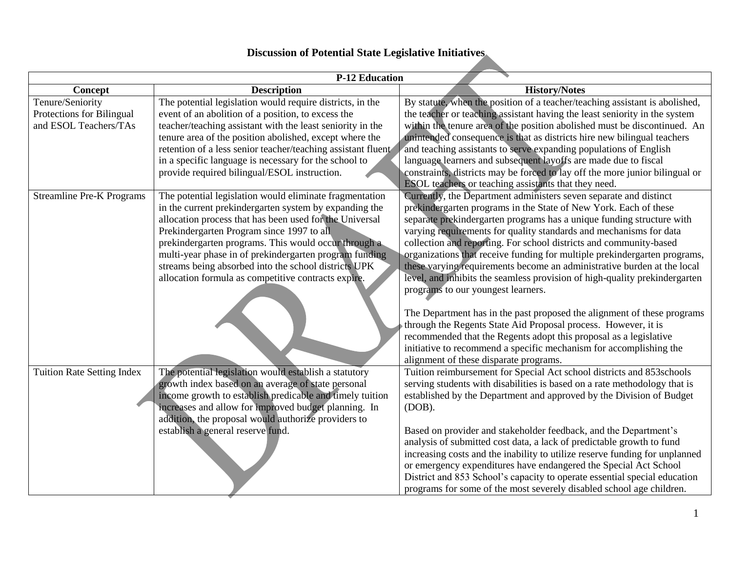# Discussion of Potential State Legislative Initiatives

| P-12 Education | | |
|---|---|---|
| **Concept** | **Description** | **History/Notes** |
| Tenure/Seniority Protections for Bilingual and ESOL Teachers/TAs | The potential legislation would require districts, in the event of an abolition of a position, to excess the teacher/teaching assistant with the least seniority in the tenure area of the position abolished, except where the retention of a less senior teacher/teaching assistant fluent in a specific language is necessary for the school to provide required bilingual/ESOL instruction. | By statute, when the position of a teacher/teaching assistant is abolished, the teacher or teaching assistant having the least seniority in the system within the tenure area of the position abolished must be discontinued. An unintended consequence is that as districts hire new bilingual teachers and teaching assistants to serve expanding populations of English language learners and subsequent layoffs are made due to fiscal constraints, districts may be forced to lay off the more junior bilingual or ESOL teachers or teaching assistants that they need. |
| Streamline Pre-K Programs | The potential legislation would eliminate fragmentation in the current prekindergarten system by expanding the allocation process that has been used for the Universal Prekindergarten Program since 1997 to all prekindergarten programs. This would occur through a multi-year phase in of prekindergarten program funding streams being absorbed into the school districts UPK allocation formula as competitive contracts expire. | Currently, the Department administers seven separate and distinct prekindergarten programs in the State of New York. Each of these separate prekindergarten programs has a unique funding structure with varying requirements for quality standards and mechanisms for data collection and reporting. For school districts and community-based organizations that receive funding for multiple prekindergarten programs, these varying requirements become an administrative burden at the local level, and inhibits the seamless provision of high-quality prekindergarten programs to our youngest learners.<br><br>The Department has in the past proposed the alignment of these programs through the Regents State Aid Proposal process. However, it is recommended that the Regents adopt this proposal as a legislative initiative to recommend a specific mechanism for accomplishing the alignment of these disparate programs. |
| Tuition Rate Setting Index | The potential legislation would establish a statutory growth index based on an average of state personal income growth to establish predicable and timely tuition increases and allow for improved budget planning. In addition, the proposal would authorize providers to establish a general reserve fund. | Tuition reimbursement for Special Act school districts and 853schools serving students with disabilities is based on a rate methodology that is established by the Department and approved by the Division of Budget (DOB).<br><br>Based on provider and stakeholder feedback, and the Department's analysis of submitted cost data, a lack of predictable growth to fund increasing costs and the inability to utilize reserve funding for unplanned or emergency expenditures have endangered the Special Act School District and 853 School's capacity to operate essential special education programs for some of the most severely disabled school age children. |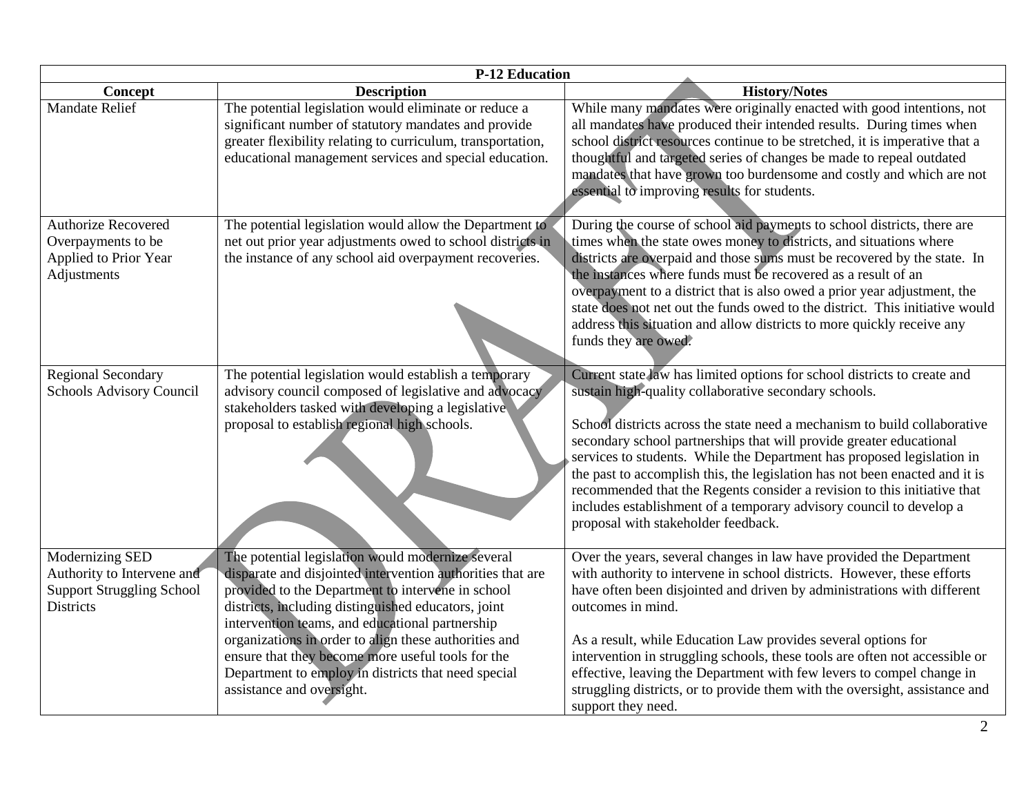| P-12 Education | | |
|---|---|---|
| **Concept** | **Description** | **History/Notes** |
| Mandate Relief | The potential legislation would eliminate or reduce a significant number of statutory mandates and provide greater flexibility relating to curriculum, transportation, educational management services and special education. | While many mandates were originally enacted with good intentions, not all mandates have produced their intended results. During times when school district resources continue to be stretched, it is imperative that a thoughtful and targeted series of changes be made to repeal outdated mandates that have grown too burdensome and costly and which are not essential to improving results for students. |
| Authorize Recovered Overpayments to be Applied to Prior Year Adjustments | The potential legislation would allow the Department to net out prior year adjustments owed to school districts in the instance of any school aid overpayment recoveries. | During the course of school aid payments to school districts, there are times when the state owes money to districts, and situations where districts are overpaid and those sums must be recovered by the state. In the instances where funds must be recovered as a result of an overpayment to a district that is also owed a prior year adjustment, the state does not net out the funds owed to the district. This initiative would address this situation and allow districts to more quickly receive any funds they are owed. |
| Regional Secondary Schools Advisory Council | The potential legislation would establish a temporary advisory council composed of legislative and advocacy stakeholders tasked with developing a legislative proposal to establish regional high schools. | Current state law has limited options for school districts to create and sustain high-quality collaborative secondary schools.<br><br>School districts across the state need a mechanism to build collaborative secondary school partnerships that will provide greater educational services to students. While the Department has proposed legislation in the past to accomplish this, the legislation has not been enacted and it is recommended that the Regents consider a revision to this initiative that includes establishment of a temporary advisory council to develop a proposal with stakeholder feedback. |
| Modernizing SED Authority to Intervene and Support Struggling School Districts | The potential legislation would modernize several disparate and disjointed intervention authorities that are provided to the Department to intervene in school districts, including distinguished educators, joint intervention teams, and educational partnership organizations in order to align these authorities and ensure that they become more useful tools for the Department to employ in districts that need special assistance and oversight. | Over the years, several changes in law have provided the Department with authority to intervene in school districts. However, these efforts have often been disjointed and driven by administrations with different outcomes in mind.<br><br>As a result, while Education Law provides several options for intervention in struggling schools, these tools are often not accessible or effective, leaving the Department with few levers to compel change in struggling districts, or to provide them with the oversight, assistance and support they need. |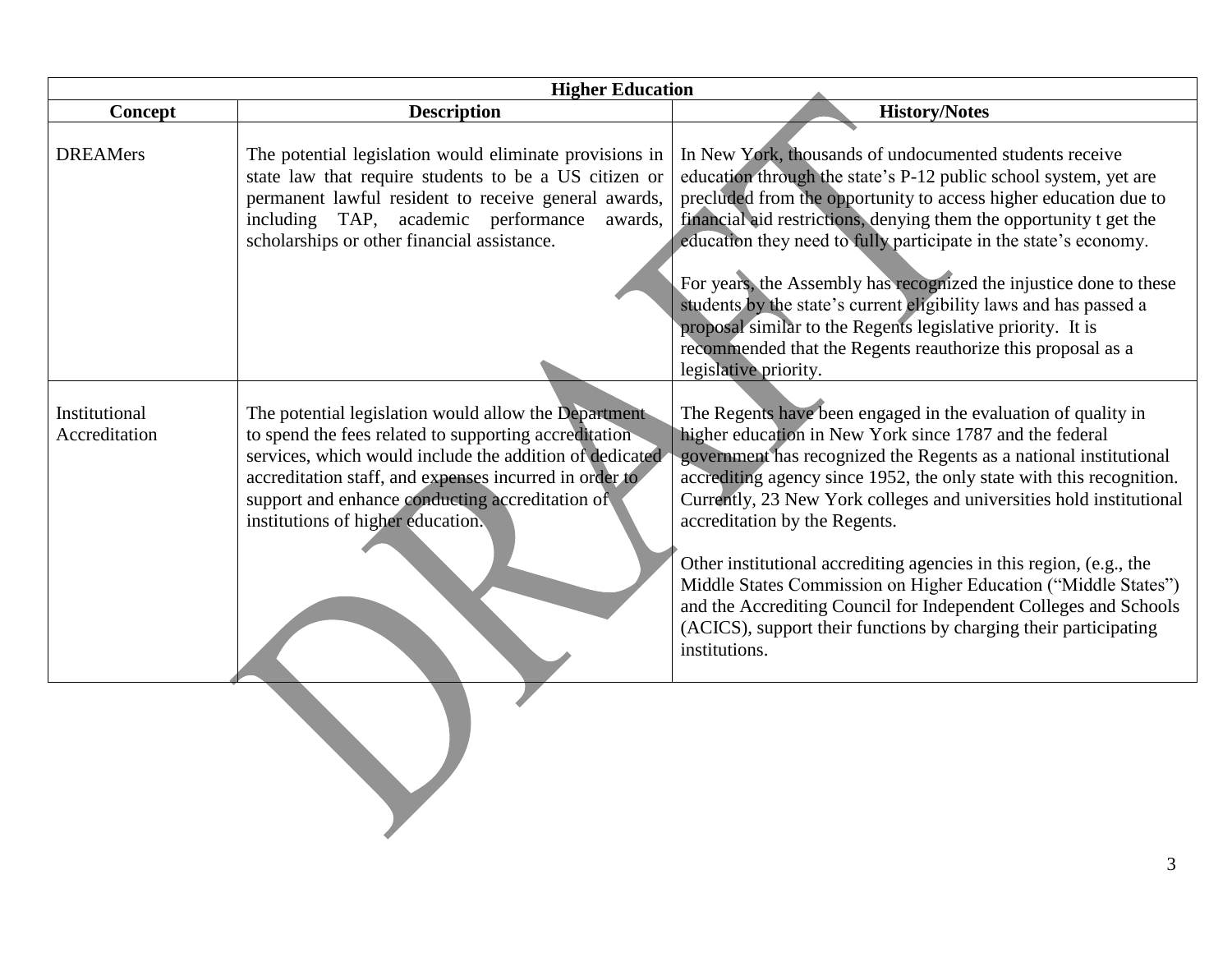| Higher Education | | |
|---|---|---|
| **Concept** | **Description** | **History/Notes** |
| DREAMers | The potential legislation would eliminate provisions in state law that require students to be a US citizen or permanent lawful resident to receive general awards, including TAP, academic performance awards, scholarships or other financial assistance. | In New York, thousands of undocumented students receive education through the state's P-12 public school system, yet are precluded from the opportunity to access higher education due to financial aid restrictions, denying them the opportunity t get the education they need to fully participate in the state's economy.<br><br>For years, the Assembly has recognized the injustice done to these students by the state's current eligibility laws and has passed a proposal similar to the Regents legislative priority. It is recommended that the Regents reauthorize this proposal as a legislative priority. |
| Institutional Accreditation | The potential legislation would allow the Department to spend the fees related to supporting accreditation services, which would include the addition of dedicated accreditation staff, and expenses incurred in order to support and enhance conducting accreditation of institutions of higher education. | The Regents have been engaged in the evaluation of quality in higher education in New York since 1787 and the federal government has recognized the Regents as a national institutional accrediting agency since 1952, the only state with this recognition. Currently, 23 New York colleges and universities hold institutional accreditation by the Regents.<br><br>Other institutional accrediting agencies in this region, (e.g., the Middle States Commission on Higher Education ("Middle States") and the Accrediting Council for Independent Colleges and Schools (ACICS), support their functions by charging their participating institutions. |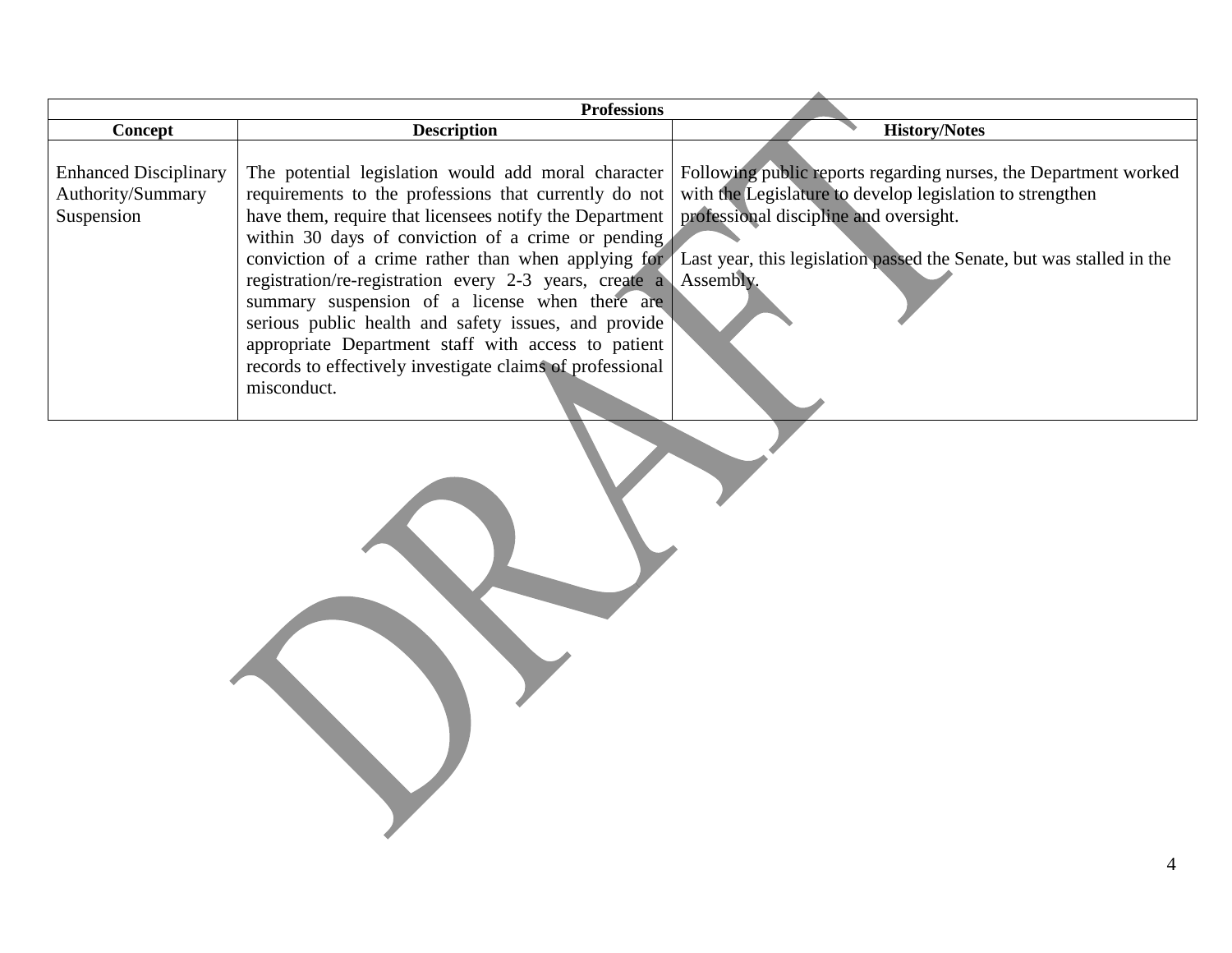| Professions | | |
|---|---|---|
| **Concept** | **Description** | **History/Notes** |
| Enhanced Disciplinary Authority/Summary Suspension | The potential legislation would add moral character requirements to the professions that currently do not have them, require that licensees notify the Department within 30 days of conviction of a crime or pending conviction of a crime rather than when applying for registration/re-registration every 2-3 years, create a summary suspension of a license when there are serious public health and safety issues, and provide appropriate Department staff with access to patient records to effectively investigate claims of professional misconduct. | Following public reports regarding nurses, the Department worked with the Legislature to develop legislation to strengthen professional discipline and oversight.<br><br>Last year, this legislation passed the Senate, but was stalled in the Assembly. |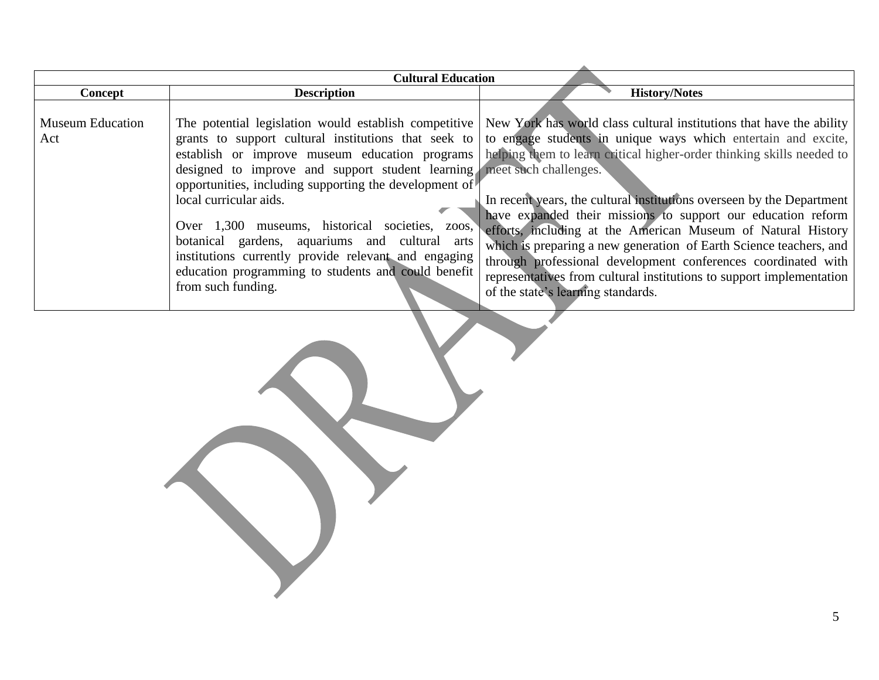| Cultural Education | | |
|---|---|---|
| **Concept** | **Description** | **History/Notes** |
| Museum Education Act | The potential legislation would establish competitive grants to support cultural institutions that seek to establish or improve museum education programs designed to improve and support student learning opportunities, including supporting the development of local curricular aids.<br><br>Over 1,300 museums, historical societies, zoos, botanical gardens, aquariums and cultural arts institutions currently provide relevant and engaging education programming to students and could benefit from such funding. | New York has world class cultural institutions that have the ability to engage students in unique ways which entertain and excite, helping them to learn critical higher-order thinking skills needed to meet such challenges.<br><br>In recent years, the cultural institutions overseen by the Department have expanded their missions to support our education reform efforts, including at the American Museum of Natural History which is preparing a new generation of Earth Science teachers, and through professional development conferences coordinated with representatives from cultural institutions to support implementation of the state's learning standards. |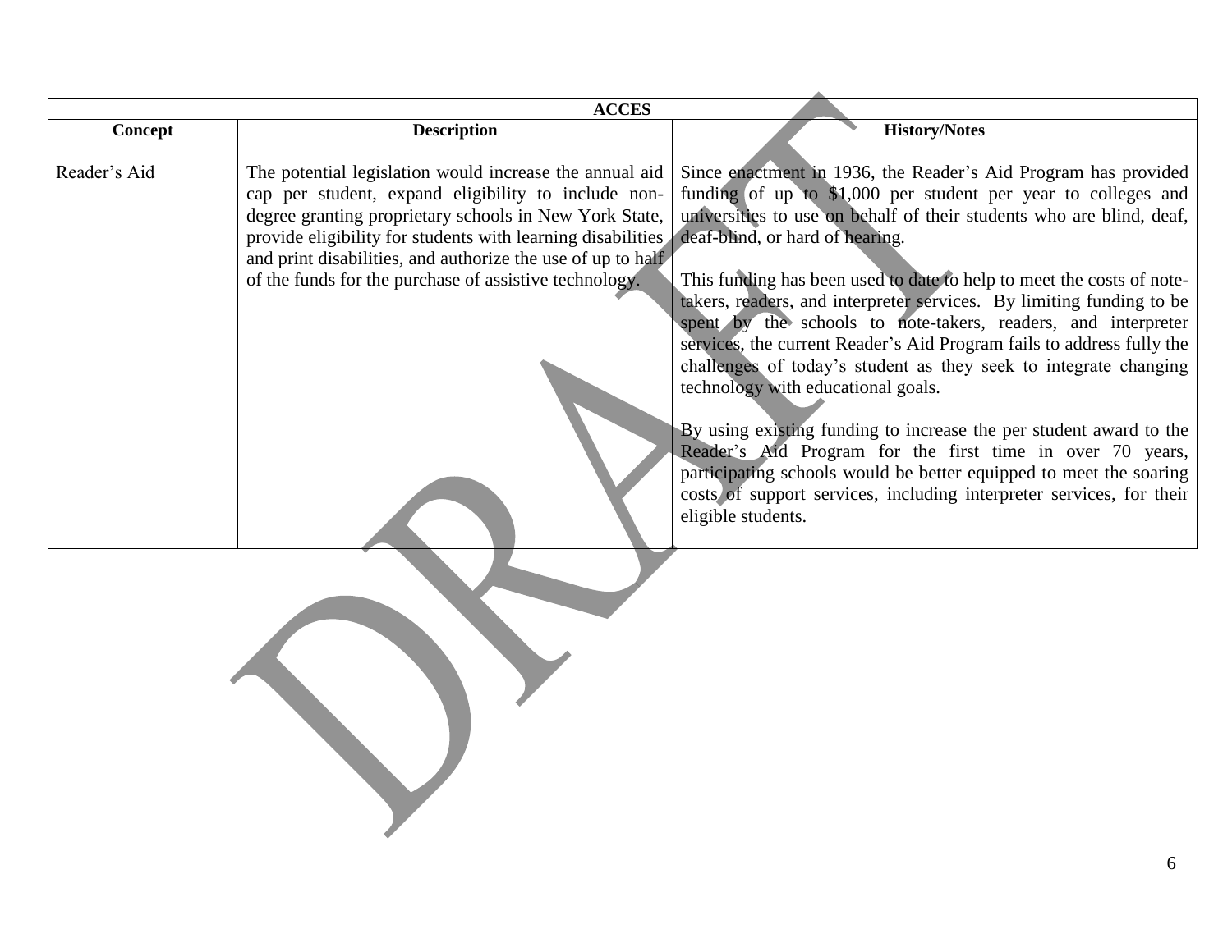| ACCES | | |
|---|---|---|
| **Concept** | **Description** | **History/Notes** |
| Reader's Aid | The potential legislation would increase the annual aid cap per student, expand eligibility to include non-degree granting proprietary schools in New York State, provide eligibility for students with learning disabilities and print disabilities, and authorize the use of up to half of the funds for the purchase of assistive technology. | Since enactment in 1936, the Reader's Aid Program has provided funding of up to $1,000 per student per year to colleges and universities to use on behalf of their students who are blind, deaf, deaf-blind, or hard of hearing.<br><br>This funding has been used to date to help to meet the costs of note-takers, readers, and interpreter services. By limiting funding to be spent by the schools to note-takers, readers, and interpreter services, the current Reader's Aid Program fails to address fully the challenges of today's student as they seek to integrate changing technology with educational goals.<br><br>By using existing funding to increase the per student award to the Reader's Aid Program for the first time in over 70 years, participating schools would be better equipped to meet the soaring costs of support services, including interpreter services, for their eligible students. |

DRAFT